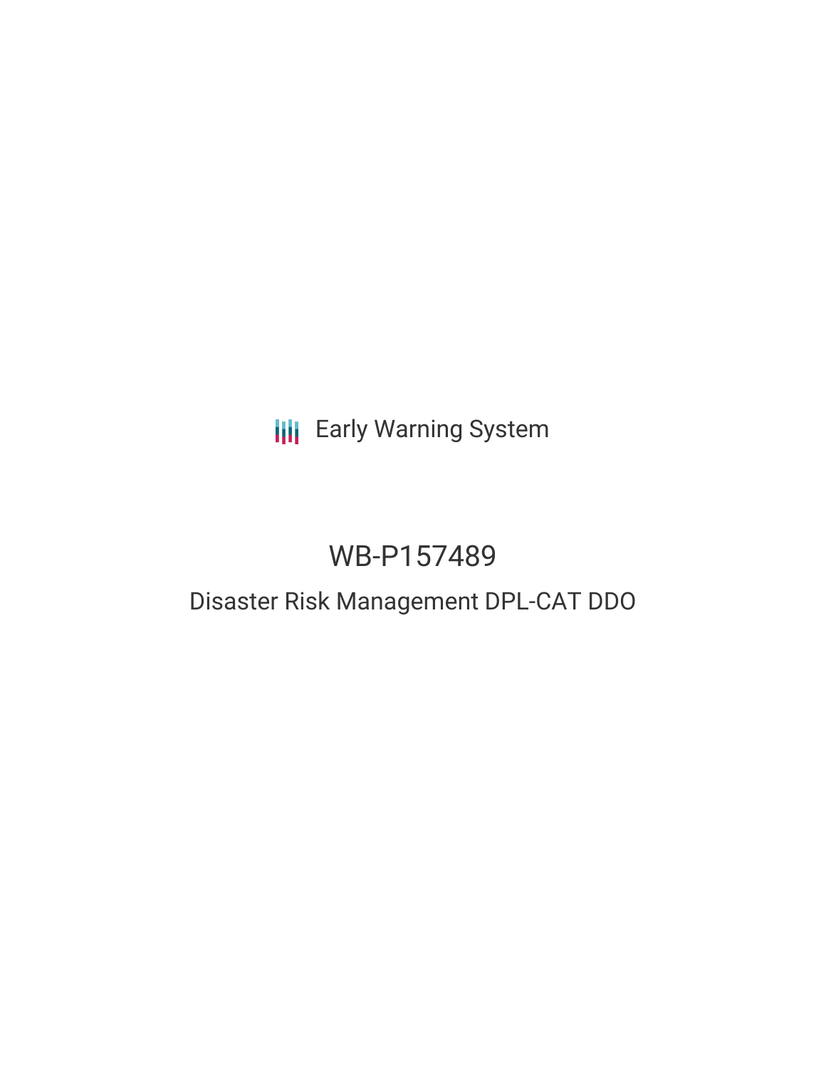Early Warning System

# WB-P157489

## Disaster Risk Management DPL-CAT DDO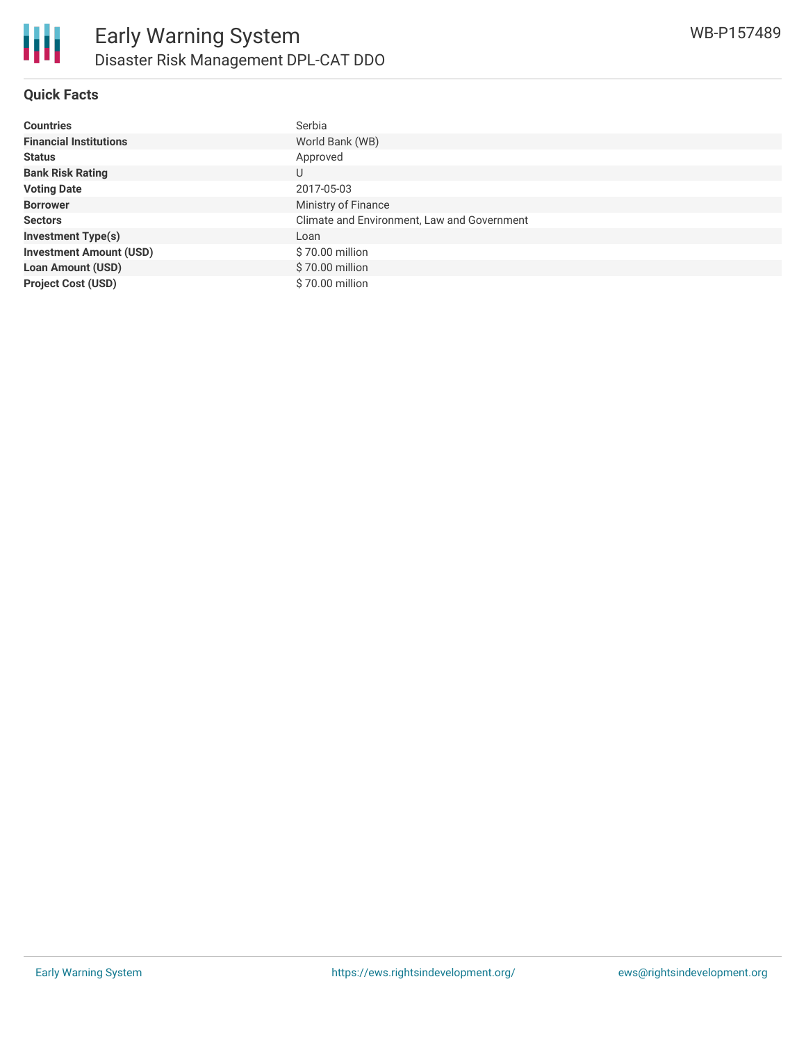# Early Warning System

## Disaster Risk Management DPL-CAT DDO

WB-P157489

### Quick Facts

| | |
|---|---|
| **Countries** | Serbia |
| **Financial Institutions** | World Bank (WB) |
| **Status** | Approved |
| **Bank Risk Rating** | U |
| **Voting Date** | 2017-05-03 |
| **Borrower** | Ministry of Finance |
| **Sectors** | Climate and Environment, Law and Government |
| **Investment Type(s)** | Loan |
| **Investment Amount (USD)** | $ 70.00 million |
| **Loan Amount (USD)** | $ 70.00 million |
| **Project Cost (USD)** | $ 70.00 million |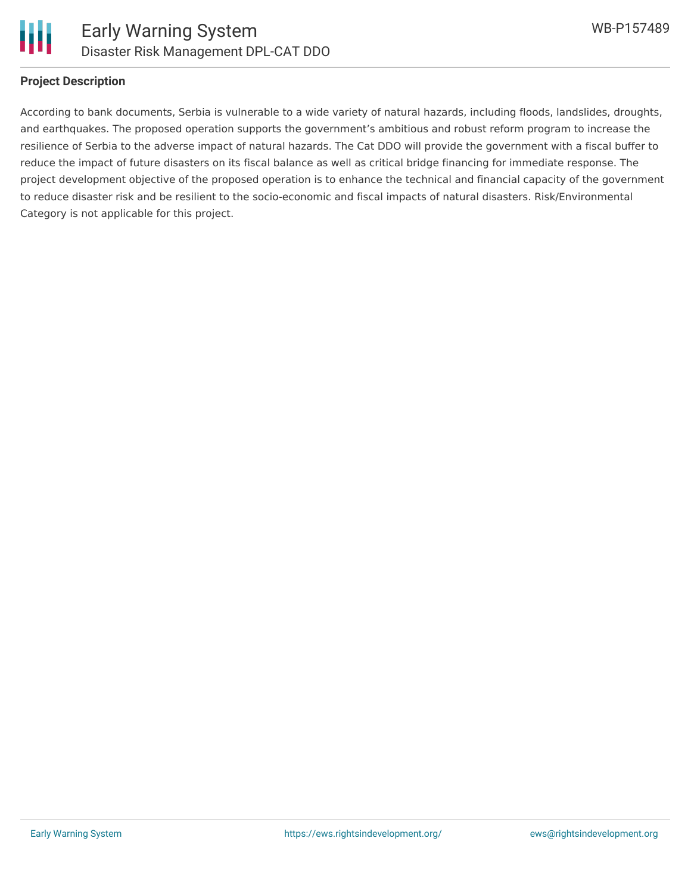## Project Description

According to bank documents, Serbia is vulnerable to a wide variety of natural hazards, including floods, landslides, droughts, and earthquakes. The proposed operation supports the government's ambitious and robust reform program to increase the resilience of Serbia to the adverse impact of natural hazards. The Cat DDO will provide the government with a fiscal buffer to reduce the impact of future disasters on its fiscal balance as well as critical bridge financing for immediate response. The project development objective of the proposed operation is to enhance the technical and financial capacity of the government to reduce disaster risk and be resilient to the socio-economic and fiscal impacts of natural disasters. Risk/Environmental Category is not applicable for this project.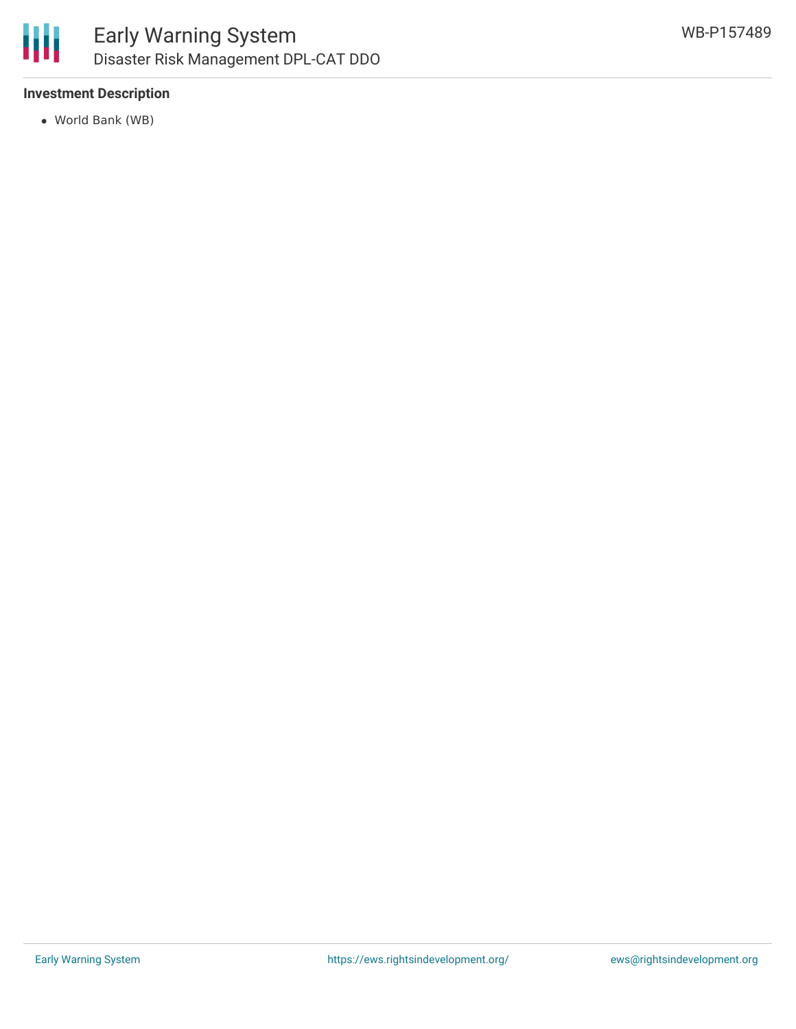**Investment Description**

- World Bank (WB)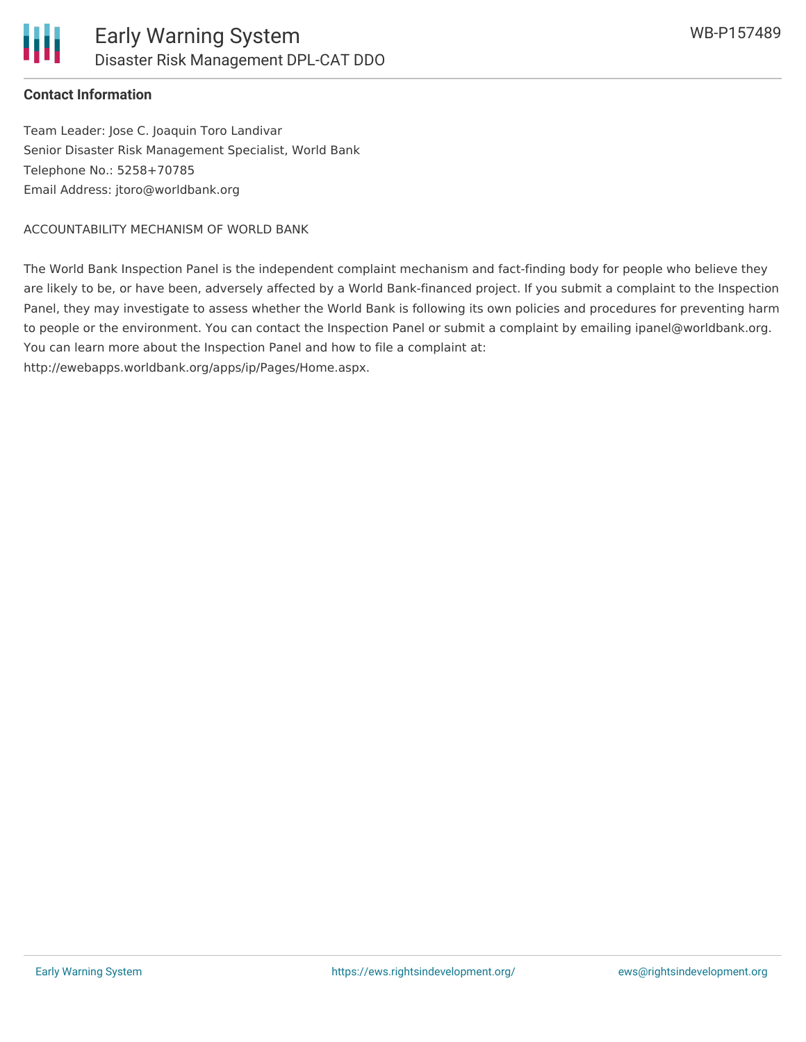**Contact Information**

Team Leader: Jose C. Joaquin Toro Landivar
Senior Disaster Risk Management Specialist, World Bank
Telephone No.: 5258+70785
Email Address: jtoro@worldbank.org

ACCOUNTABILITY MECHANISM OF WORLD BANK

The World Bank Inspection Panel is the independent complaint mechanism and fact-finding body for people who believe they are likely to be, or have been, adversely affected by a World Bank-financed project. If you submit a complaint to the Inspection Panel, they may investigate to assess whether the World Bank is following its own policies and procedures for preventing harm to people or the environment. You can contact the Inspection Panel or submit a complaint by emailing ipanel@worldbank.org. You can learn more about the Inspection Panel and how to file a complaint at: http://ewebapps.worldbank.org/apps/ip/Pages/Home.aspx.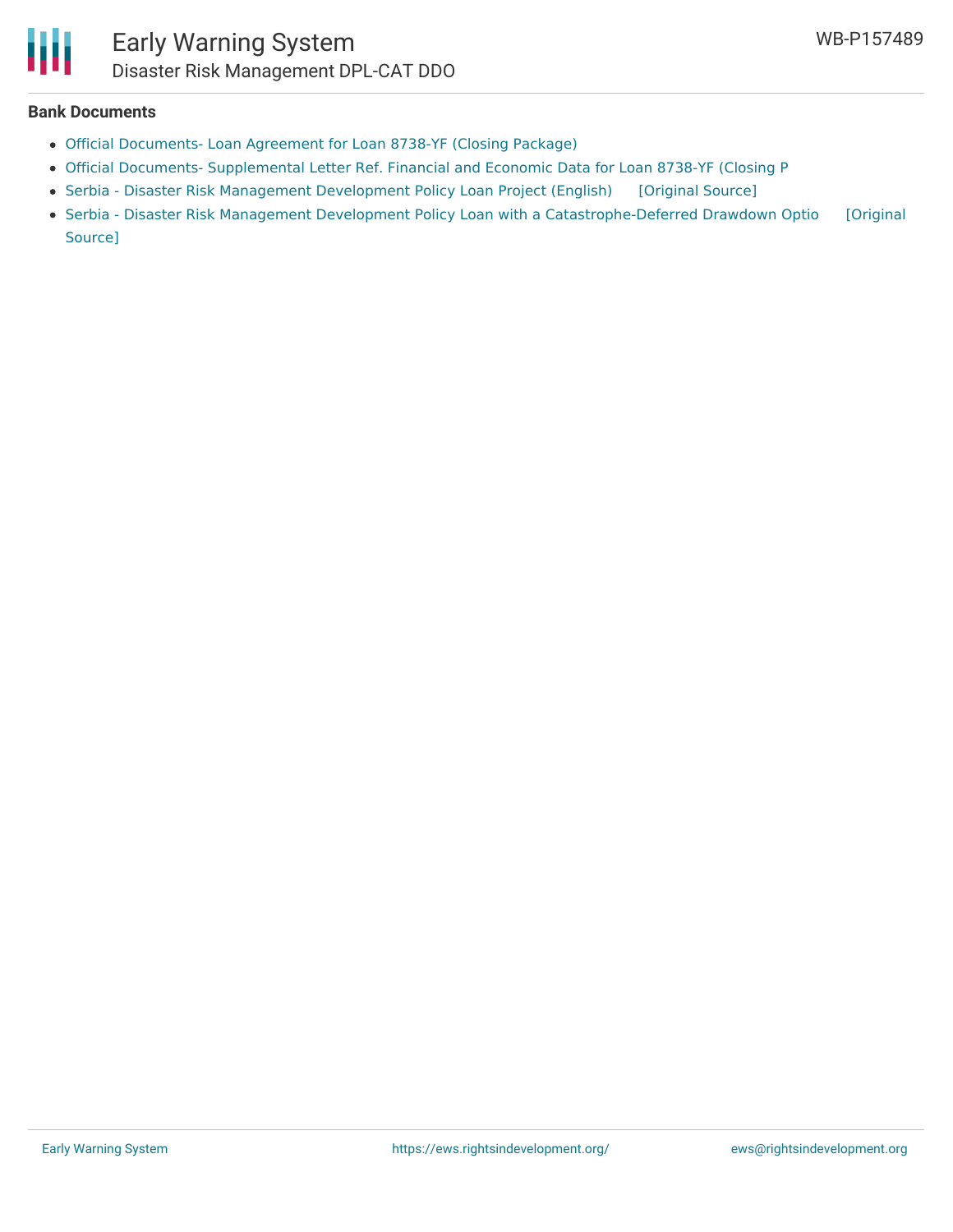## Bank Documents

- Official Documents- Loan Agreement for Loan 8738-YF (Closing Package)
- Official Documents- Supplemental Letter Ref. Financial and Economic Data for Loan 8738-YF (Closing P
- Serbia - Disaster Risk Management Development Policy Loan Project (English) [Original Source]
- Serbia - Disaster Risk Management Development Policy Loan with a Catastrophe-Deferred Drawdown Optio [Original Source]